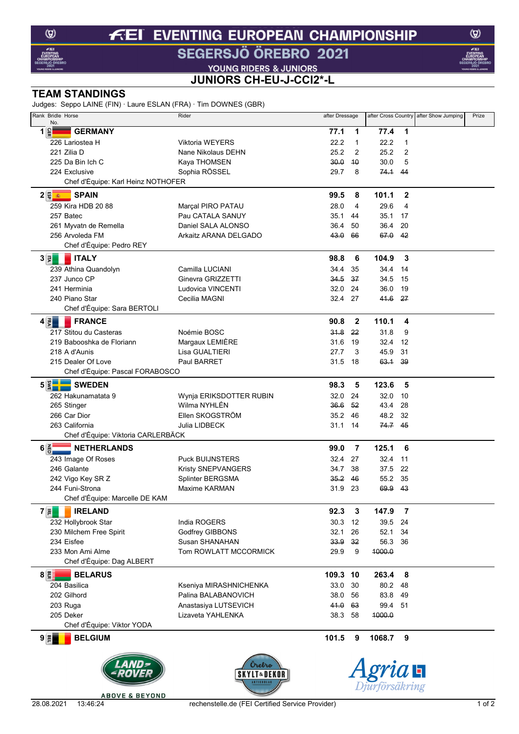# FEI EVENTING EUROPEAN CHAMPIONSHIP

## SEGERSJÖ ÖREBRO 2021

YOUNG RIDERS & JUNIORS

## JUNIORS CH-EU-J-CCI2*-L

## TEAM STANDINGS

Judges: Seppo LAINE (FIN) · Laure ESLAN (FRA) · Tim DOWNES (GBR)

| Rank | Bridle No. | Horse | Rider | after Dressage | | after Cross Country | | after Show Jumping | Prize |
|---|---|---|---|---|---|---|---|---|---|
| 1 | GER | **GERMANY** | | **77.1** | **1** | **77.4** | **1** | | |
| | 226 | Lariostea H | Viktoria WEYERS | 22.2 | 1 | 22.2 | 1 | | |
| | 221 | Zilia D | Nane Nikolaus DEHN | 25.2 | 2 | 25.2 | 2 | | |
| | 225 | Da Bin Ich C | Kaya THOMSEN | ~~30.0~~ | ~~10~~ | 30.0 | 5 | | |
| | 224 | Exclusive | Sophia RÖSSEL | 29.7 | 8 | ~~74.1~~ | ~~44~~ | | |
| | | Chef d'Équipe: Karl Heinz NOTHOFER | | | | | | | |
| 2 | ESP | **SPAIN** | | **99.5** | **8** | **101.1** | **2** | | |
| | 259 | Kira HDB 20 88 | Marçal PIRO PATAU | 28.0 | 4 | 29.6 | 4 | | |
| | 257 | Batec | Pau CATALA SANUY | 35.1 | 44 | 35.1 | 17 | | |
| | 261 | Myvatn de Remella | Daniel SALA ALONSO | 36.4 | 50 | 36.4 | 20 | | |
| | 256 | Arvoleda FM | Arkaitz ARANA DELGADO | ~~43.0~~ | ~~66~~ | ~~67.0~~ | ~~42~~ | | |
| | | Chef d'Équipe: Pedro REY | | | | | | | |
| 3 | ITA | **ITALY** | | **98.8** | **6** | **104.9** | **3** | | |
| | 239 | Athina Quandolyn | Camilla LUCIANI | 34.4 | 35 | 34.4 | 14 | | |
| | 237 | Junco CP | Ginevra GRIZZETTI | ~~34.5~~ | ~~37~~ | 34.5 | 15 | | |
| | 241 | Herminia | Ludovica VINCENTI | 32.0 | 24 | 36.0 | 19 | | |
| | 240 | Piano Star | Cecilia MAGNI | 32.4 | 27 | ~~41.6~~ | ~~27~~ | | |
| | | Chef d'Équipe: Sara BERTOLI | | | | | | | |
| 4 | FRA | **FRANCE** | | **90.8** | **2** | **110.1** | **4** | | |
| | 217 | Stitou du Casteras | Noémie BOSC | ~~31.8~~ | ~~22~~ | 31.8 | 9 | | |
| | 219 | Babooshka de Floriann | Margaux LEMIÈRE | 31.6 | 19 | 32.4 | 12 | | |
| | 218 | A d'Aunis | Lisa GUALTIERI | 27.7 | 3 | 45.9 | 31 | | |
| | 215 | Dealer Of Love | Paul BARRET | 31.5 | 18 | ~~63.1~~ | ~~39~~ | | |
| | | Chef d'Équipe: Pascal FORABOSCO | | | | | | | |
| 5 | SWE | **SWEDEN** | | **98.3** | **5** | **123.6** | **5** | | |
| | 262 | Hakunamatata 9 | Wynja ERIKSDOTTER RUBIN | 32.0 | 24 | 32.0 | 10 | | |
| | 265 | Stinger | Wilma NYHLÉN | ~~36.6~~ | ~~52~~ | 43.4 | 28 | | |
| | 266 | Car Dior | Ellen SKOGSTRÖM | 35.2 | 46 | 48.2 | 32 | | |
| | 263 | California | Julia LIDBECK | 31.1 | 14 | ~~74.7~~ | ~~45~~ | | |
| | | Chef d'Équipe: Viktoria CARLERBÄCK | | | | | | | |
| 6 | NED | **NETHERLANDS** | | **99.0** | **7** | **125.1** | **6** | | |
| | 243 | Image Of Roses | Puck BUIJNSTERS | 32.4 | 27 | 32.4 | 11 | | |
| | 246 | Galante | Kristy SNEPVANGERS | 34.7 | 38 | 37.5 | 22 | | |
| | 242 | Vigo Key SR Z | Splinter BERGSMA | ~~35.2~~ | ~~46~~ | 55.2 | 35 | | |
| | 244 | Funi-Strona | Maxime KARMAN | 31.9 | 23 | ~~69.9~~ | ~~43~~ | | |
| | | Chef d'Équipe: Marcelle DE KAM | | | | | | | |
| 7 | IRL | **IRELAND** | | **92.3** | **3** | **147.9** | **7** | | |
| | 232 | Hollybrook Star | India ROGERS | 30.3 | 12 | 39.5 | 24 | | |
| | 230 | Milchem Free Spirit | Godfrey GIBBONS | 32.1 | 26 | 52.1 | 34 | | |
| | 234 | Eisfee | Susan SHANAHAN | ~~33.9~~ | ~~32~~ | 56.3 | 36 | | |
| | 233 | Mon Ami Alme | Tom ROWLATT MCCORMICK | 29.9 | 9 | ~~1000.0~~ | | | |
| | | Chef d'Équipe: Dag ALBERT | | | | | | | |
| 8 | BLR | **BELARUS** | | **109.3** | **10** | **263.4** | **8** | | |
| | 204 | Basilica | Kseniya MIRASHNICHENKA | 33.0 | 30 | 80.2 | 48 | | |
| | 202 | Gilhord | Palina BALABANOVICH | 38.0 | 56 | 83.8 | 49 | | |
| | 203 | Ruga | Anastasiya LUTSEVICH | ~~41.0~~ | ~~63~~ | 99.4 | 51 | | |
| | 205 | Deker | Lizaveta YAHLENKA | 38.3 | 58 | ~~1000.0~~ | | | |
| | | Chef d'Équipe: Viktor YODA | | | | | | | |
| 9 | BEL | **BELGIUM** | | **101.5** | **9** | **1068.7** | **9** | | |

28.08.2021 13:46:24 rechenstelle.de (FEI Certified Service Provider)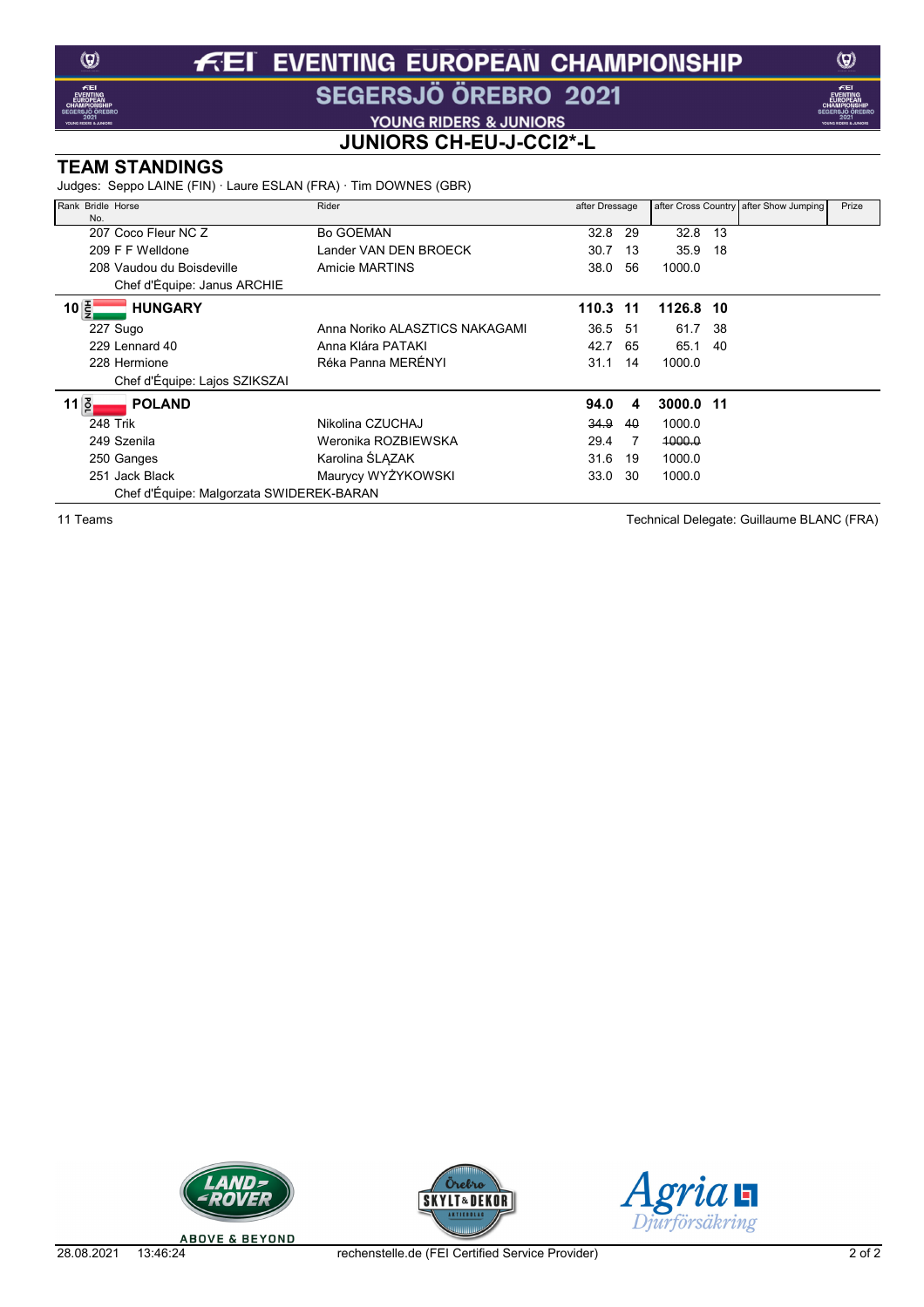# FEI EVENTING EUROPEAN CHAMPIONSHIP

## SEGERSJÖ ÖREBRO 2021

YOUNG RIDERS & JUNIORS

## JUNIORS CH-EU-J-CCI2*-L

## TEAM STANDINGS

Judges: Seppo LAINE (FIN) · Laure ESLAN (FRA) · Tim DOWNES (GBR)

| Rank | Bridle No. | Horse | Rider | after Dressage | | after Cross Country | | after Show Jumping | Prize |
|---|---|---|---|---|---|---|---|---|---|
| | 207 | Coco Fleur NC Z | Bo GOEMAN | 32.8 | 29 | 32.8 | 13 | | |
| | 209 | F F Welldone | Lander VAN DEN BROECK | 30.7 | 13 | 35.9 | 18 | | |
| | 208 | Vaudou du Boisdeville | Amicie MARTINS | 38.0 | 56 | 1000.0 | | | |
| | | Chef d'Équipe: Janus ARCHIE | | | | | | | |
| **10** | HUN | **HUNGARY** | | **110.3** | **11** | **1126.8** | **10** | | |
| | 227 | Sugo | Anna Noriko ALASZTICS NAKAGAMI | 36.5 | 51 | 61.7 | 38 | | |
| | 229 | Lennard 40 | Anna Klára PATAKI | 42.7 | 65 | 65.1 | 40 | | |
| | 228 | Hermione | Réka Panna MERÉNYI | 31.1 | 14 | 1000.0 | | | |
| | | Chef d'Équipe: Lajos SZIKSZAI | | | | | | | |
| **11** | POL | **POLAND** | | **94.0** | **4** | **3000.0** | **11** | | |
| | 248 | Trik | Nikolina CZUCHAJ | ~~34.9~~ | ~~40~~ | 1000.0 | | | |
| | 249 | Szenila | Weronika ROZBIEWSKA | 29.4 | 7 | ~~1000.0~~ | | | |
| | 250 | Ganges | Karolina ŚLĄZAK | 31.6 | 19 | 1000.0 | | | |
| | 251 | Jack Black | Maurycy WYŻYKOWSKI | 33.0 | 30 | 1000.0 | | | |
| | | Chef d'Équipe: Malgorzata SWIDEREK-BARAN | | | | | | | |

11 Teams

Technical Delegate: Guillaume BLANC (FRA)

28.08.2021 13:46:24 rechenstelle.de (FEI Certified Service Provider)